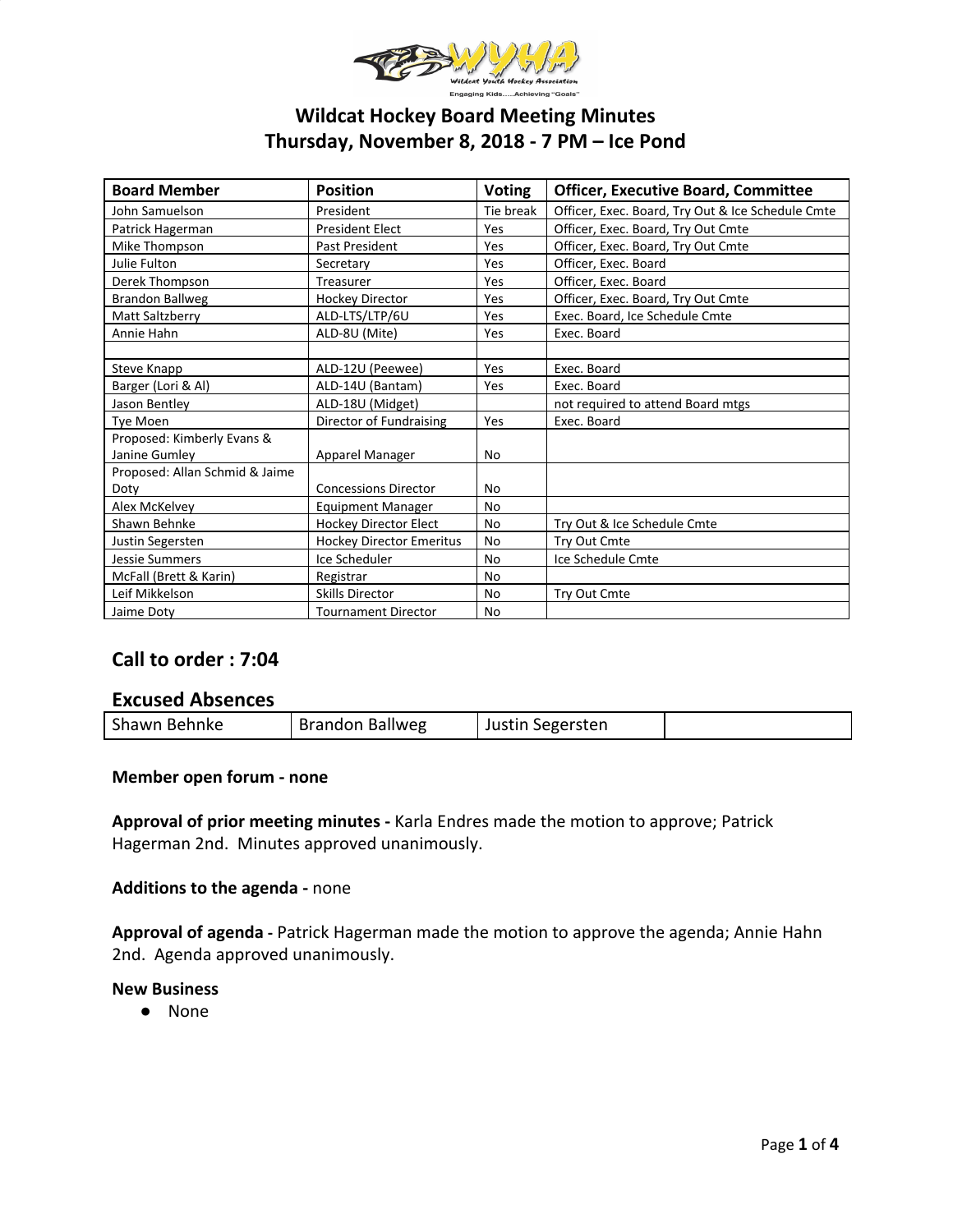# Wildcat Hockey Board Meeting Minutes
## Thursday, November 8, 2018 - 7 PM – Ice Pond

| Board Member | Position | Voting | Officer, Executive Board, Committee |
|---|---|---|---|
| John Samuelson | President | Tie break | Officer, Exec. Board, Try Out & Ice Schedule Cmte |
| Patrick Hagerman | President Elect | Yes | Officer, Exec. Board, Try Out Cmte |
| Mike Thompson | Past President | Yes | Officer, Exec. Board, Try Out Cmte |
| Julie Fulton | Secretary | Yes | Officer, Exec. Board |
| Derek Thompson | Treasurer | Yes | Officer, Exec. Board |
| Brandon Ballweg | Hockey Director | Yes | Officer, Exec. Board, Try Out Cmte |
| Matt Saltzberry | ALD-LTS/LTP/6U | Yes | Exec. Board, Ice Schedule Cmte |
| Annie Hahn | ALD-8U (Mite) | Yes | Exec. Board |
| | | | |
| Steve Knapp | ALD-12U (Peewee) | Yes | Exec. Board |
| Barger (Lori & Al) | ALD-14U (Bantam) | Yes | Exec. Board |
| Jason Bentley | ALD-18U (Midget) | | not required to attend Board mtgs |
| Tye Moen | Director of Fundraising | Yes | Exec. Board |
| Proposed: Kimberly Evans & Janine Gumley | Apparel Manager | No | |
| Proposed: Allan Schmid & Jaime Doty | Concessions Director | No | |
| Alex McKelvey | Equipment Manager | No | |
| Shawn Behnke | Hockey Director Elect | No | Try Out & Ice Schedule Cmte |
| Justin Segersten | Hockey Director Emeritus | No | Try Out Cmte |
| Jessie Summers | Ice Scheduler | No | Ice Schedule Cmte |
| McFall (Brett & Karin) | Registrar | No | |
| Leif Mikkelson | Skills Director | No | Try Out Cmte |
| Jaime Doty | Tournament Director | No | |

## Call to order : 7:04

## Excused Absences

| Shawn Behnke | Brandon Ballweg | Justin Segersten | |
|---|---|---|---|

**Member open forum - none**

**Approval of prior meeting minutes -** Karla Endres made the motion to approve; Patrick Hagerman 2nd. Minutes approved unanimously.

**Additions to the agenda -** none

**Approval of agenda -** Patrick Hagerman made the motion to approve the agenda; Annie Hahn 2nd. Agenda approved unanimously.

**New Business**

- None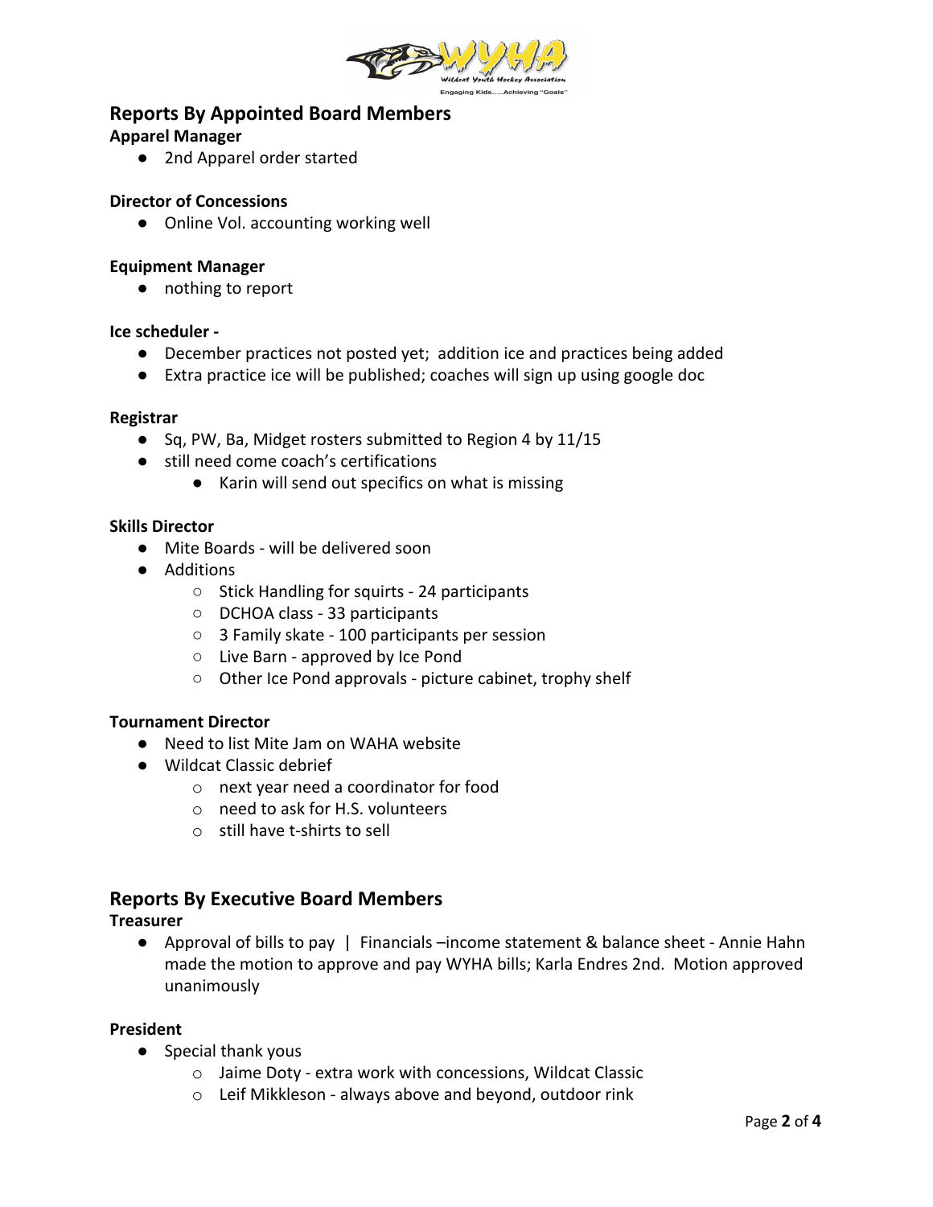## Reports By Appointed Board Members

**Apparel Manager**

- 2nd Apparel order started

**Director of Concessions**

- Online Vol. accounting working well

**Equipment Manager**

- nothing to report

**Ice scheduler -**

- December practices not posted yet; addition ice and practices being added
- Extra practice ice will be published; coaches will sign up using google doc

**Registrar**

- Sq, PW, Ba, Midget rosters submitted to Region 4 by 11/15
- still need come coach's certifications
    - Karin will send out specifics on what is missing

**Skills Director**

- Mite Boards - will be delivered soon
- Additions
    - Stick Handling for squirts - 24 participants
    - DCHOA class - 33 participants
    - 3 Family skate - 100 participants per session
    - Live Barn - approved by Ice Pond
    - Other Ice Pond approvals - picture cabinet, trophy shelf

**Tournament Director**

- Need to list Mite Jam on WAHA website
- Wildcat Classic debrief
    - next year need a coordinator for food
    - need to ask for H.S. volunteers
    - still have t-shirts to sell

## Reports By Executive Board Members

**Treasurer**

- Approval of bills to pay | Financials –income statement & balance sheet - Annie Hahn made the motion to approve and pay WYHA bills; Karla Endres 2nd. Motion approved unanimously

**President**

- Special thank yous
    - Jaime Doty - extra work with concessions, Wildcat Classic
    - Leif Mikkleson - always above and beyond, outdoor rink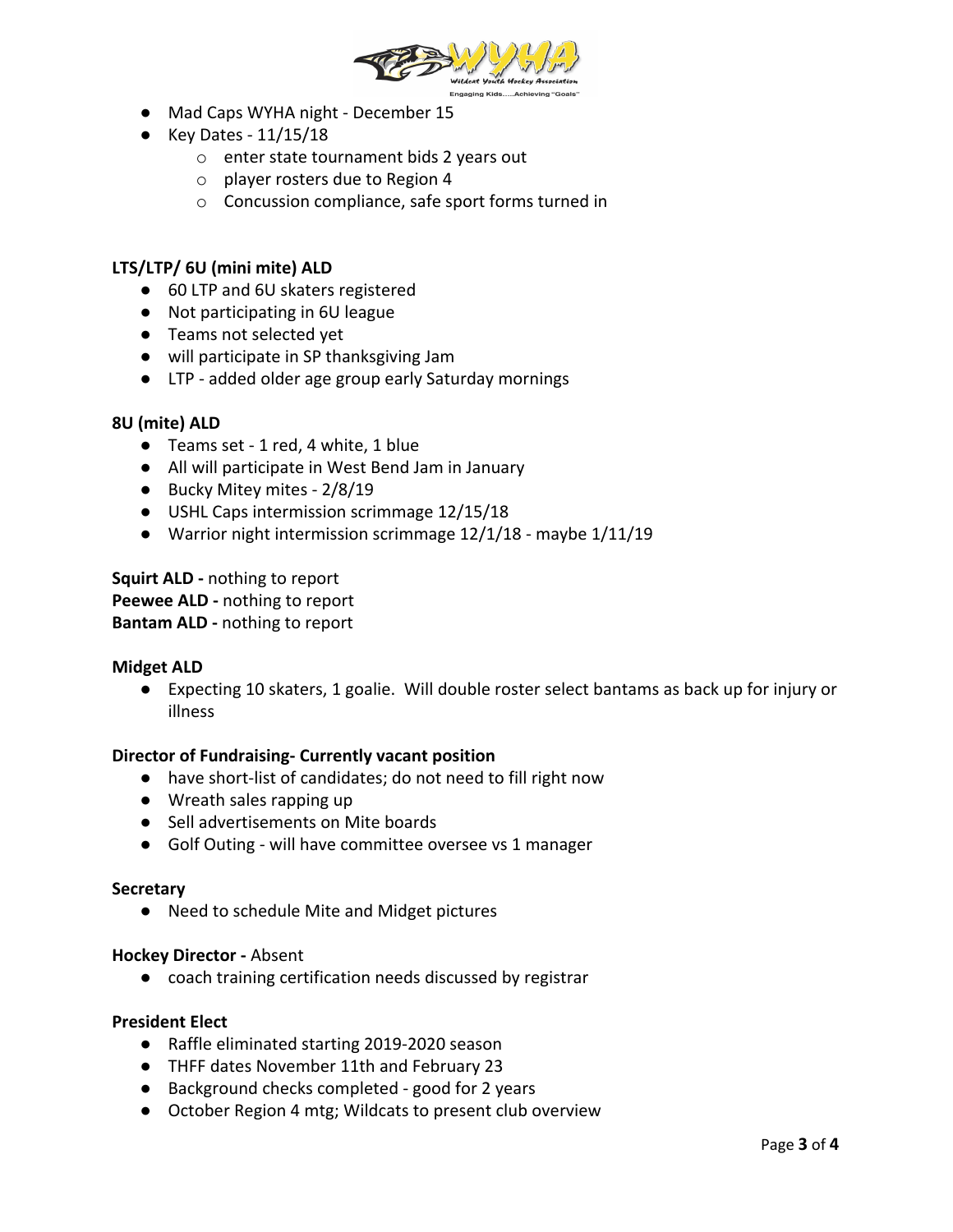- Mad Caps WYHA night - December 15
- Key Dates - 11/15/18
  - enter state tournament bids 2 years out
  - player rosters due to Region 4
  - Concussion compliance, safe sport forms turned in

**LTS/LTP/ 6U (mini mite) ALD**

- 60 LTP and 6U skaters registered
- Not participating in 6U league
- Teams not selected yet
- will participate in SP thanksgiving Jam
- LTP - added older age group early Saturday mornings

**8U (mite) ALD**

- Teams set - 1 red, 4 white, 1 blue
- All will participate in West Bend Jam in January
- Bucky Mitey mites - 2/8/19
- USHL Caps intermission scrimmage 12/15/18
- Warrior night intermission scrimmage 12/1/18 - maybe 1/11/19

**Squirt ALD -** nothing to report
**Peewee ALD -** nothing to report
**Bantam ALD -** nothing to report

**Midget ALD**

- Expecting 10 skaters, 1 goalie. Will double roster select bantams as back up for injury or illness

**Director of Fundraising- Currently vacant position**

- have short-list of candidates; do not need to fill right now
- Wreath sales rapping up
- Sell advertisements on Mite boards
- Golf Outing - will have committee oversee vs 1 manager

**Secretary**

- Need to schedule Mite and Midget pictures

**Hockey Director -** Absent

- coach training certification needs discussed by registrar

**President Elect**

- Raffle eliminated starting 2019-2020 season
- THFF dates November 11th and February 23
- Background checks completed - good for 2 years
- October Region 4 mtg; Wildcats to present club overview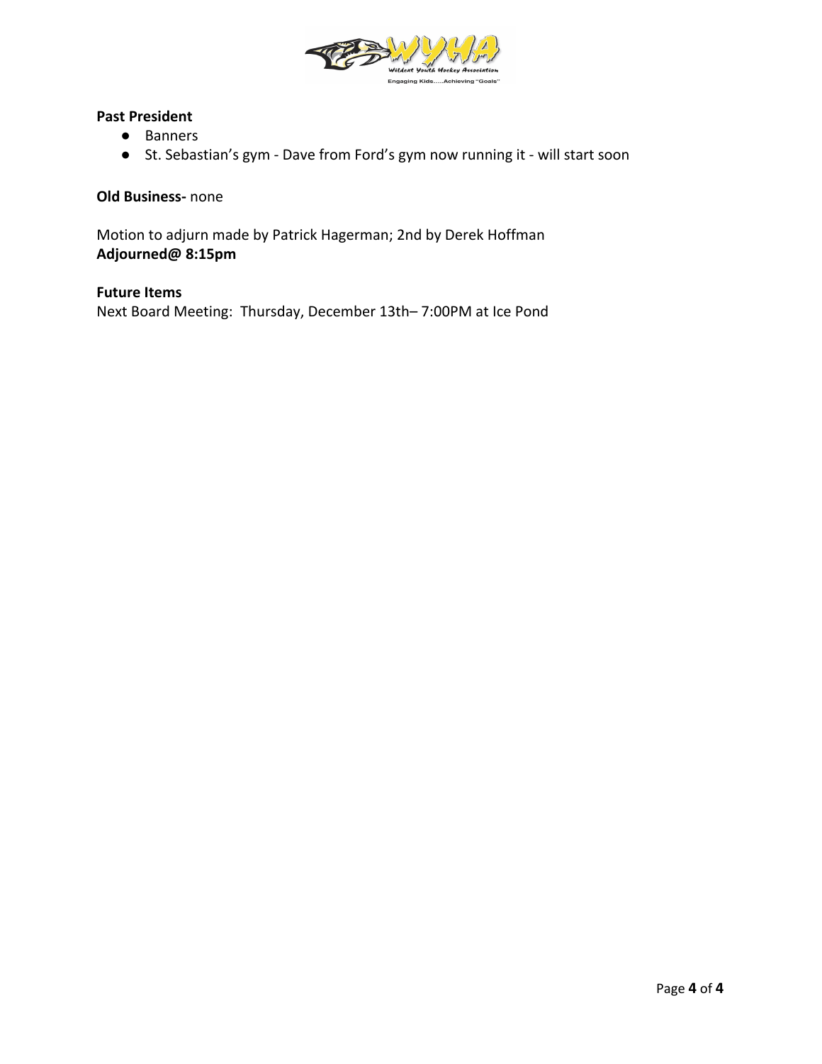**Past President**

- Banners
- St. Sebastian's gym - Dave from Ford's gym now running it - will start soon

**Old Business-** none

Motion to adjurn made by Patrick Hagerman; 2nd by Derek Hoffman
**Adjourned@ 8:15pm**

**Future Items**
Next Board Meeting: Thursday, December 13th– 7:00PM at Ice Pond